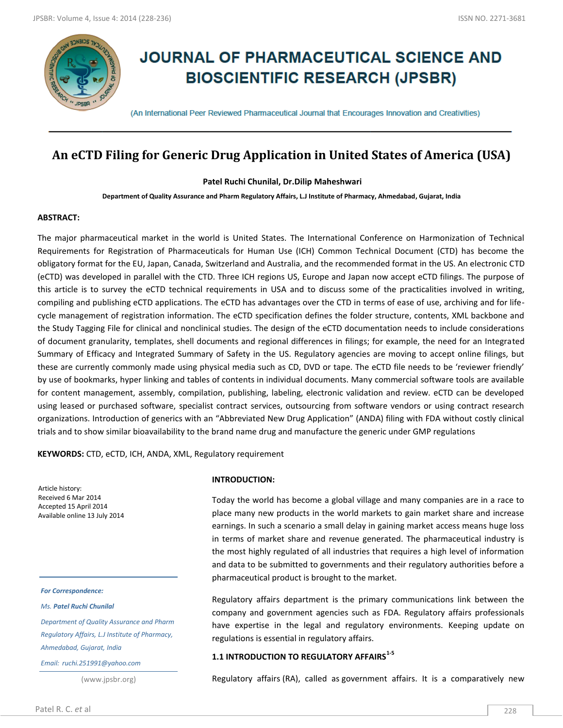# JOURNAL OF PHARMACEUTICAL SCIENCE AND BIOSCIENTIFIC RESEARCH (JPSBR)

(An International Peer Reviewed Pharmaceutical Journal that Encourages Innovation and Creativities)

## An eCTD Filing for Generic Drug Application in United States of America (USA)

**Patel Ruchi Chunilal, Dr.Dilip Maheshwari**

**Department of Quality Assurance and Pharm Regulatory Affairs, L.J Institute of Pharmacy, Ahmedabad, Gujarat, India**

**ABSTRACT:**

The major pharmaceutical market in the world is United States. The International Conference on Harmonization of Technical Requirements for Registration of Pharmaceuticals for Human Use (ICH) Common Technical Document (CTD) has become the obligatory format for the EU, Japan, Canada, Switzerland and Australia, and the recommended format in the US. An electronic CTD (eCTD) was developed in parallel with the CTD. Three ICH regions US, Europe and Japan now accept eCTD filings. The purpose of this article is to survey the eCTD technical requirements in USA and to discuss some of the practicalities involved in writing, compiling and publishing eCTD applications. The eCTD has advantages over the CTD in terms of ease of use, archiving and for life-cycle management of registration information. The eCTD specification defines the folder structure, contents, XML backbone and the Study Tagging File for clinical and nonclinical studies. The design of the eCTD documentation needs to include considerations of document granularity, templates, shell documents and regional differences in filings; for example, the need for an Integrated Summary of Efficacy and Integrated Summary of Safety in the US. Regulatory agencies are moving to accept online filings, but these are currently commonly made using physical media such as CD, DVD or tape. The eCTD file needs to be 'reviewer friendly' by use of bookmarks, hyper linking and tables of contents in individual documents. Many commercial software tools are available for content management, assembly, compilation, publishing, labeling, electronic validation and review. eCTD can be developed using leased or purchased software, specialist contract services, outsourcing from software vendors or using contract research organizations. Introduction of generics with an "Abbreviated New Drug Application" (ANDA) filing with FDA without costly clinical trials and to show similar bioavailability to the brand name drug and manufacture the generic under GMP regulations

**KEYWORDS:** CTD, eCTD, ICH, ANDA, XML, Regulatory requirement

Article history:
Received 6 Mar 2014
Accepted 15 April 2014
Available online 13 July 2014

*For Correspondence:*

*Ms. **Patel Ruchi Chunilal***

*Department of Quality Assurance and Pharm Regulatory Affairs, L.J Institute of Pharmacy, Ahmedabad, Gujarat, India*

*Email: ruchi.251991@yahoo.com*

(www.jpsbr.org)

**INTRODUCTION:**

Today the world has become a global village and many companies are in a race to place many new products in the world markets to gain market share and increase earnings. In such a scenario a small delay in gaining market access means huge loss in terms of market share and revenue generated. The pharmaceutical industry is the most highly regulated of all industries that requires a high level of information and data to be submitted to governments and their regulatory authorities before a pharmaceutical product is brought to the market.

Regulatory affairs department is the primary communications link between the company and government agencies such as FDA. Regulatory affairs professionals have expertise in the legal and regulatory environments. Keeping update on regulations is essential in regulatory affairs.

### 1.1 INTRODUCTION TO REGULATORY AFFAIRS[1-5]

Regulatory affairs (RA), called as government affairs. It is a comparatively new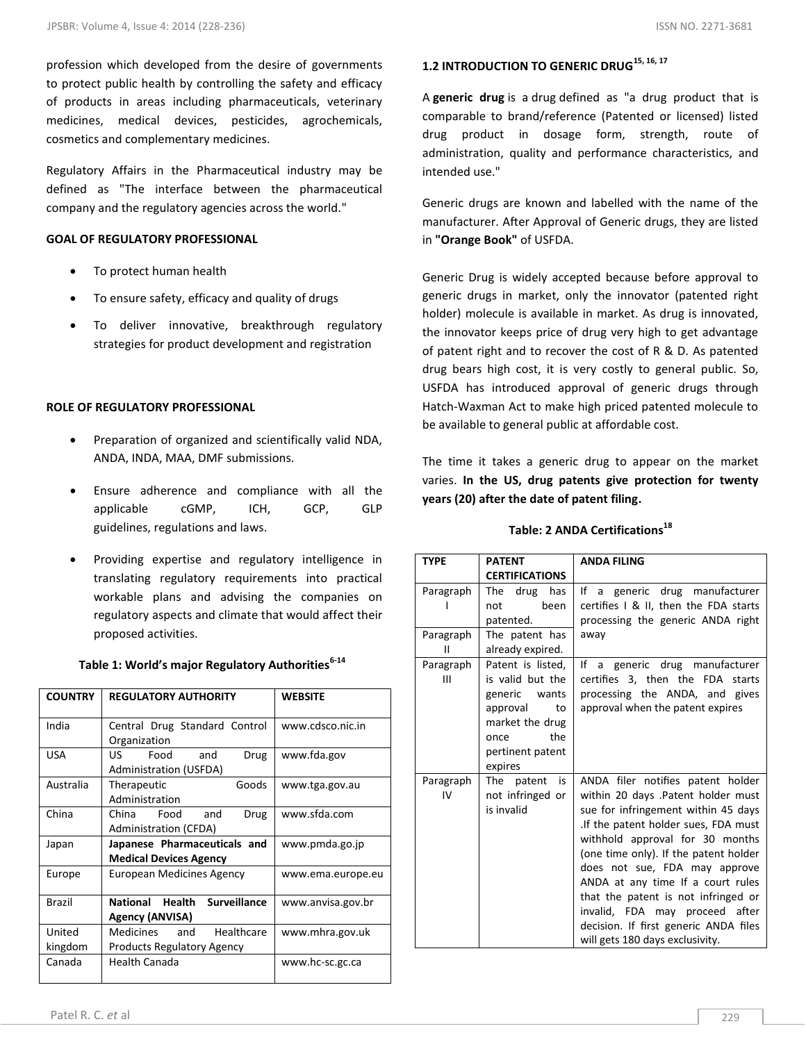profession which developed from the desire of governments to protect public health by controlling the safety and efficacy of products in areas including pharmaceuticals, veterinary medicines, medical devices, pesticides, agrochemicals, cosmetics and complementary medicines.

Regulatory Affairs in the Pharmaceutical industry may be defined as "The interface between the pharmaceutical company and the regulatory agencies across the world."

**GOAL OF REGULATORY PROFESSIONAL**

- To protect human health
- To ensure safety, efficacy and quality of drugs
- To deliver innovative, breakthrough regulatory strategies for product development and registration

**ROLE OF REGULATORY PROFESSIONAL**

- Preparation of organized and scientifically valid NDA, ANDA, INDA, MAA, DMF submissions.
- Ensure adherence and compliance with all the applicable cGMP, ICH, GCP, GLP guidelines, regulations and laws.
- Providing expertise and regulatory intelligence in translating regulatory requirements into practical workable plans and advising the companies on regulatory aspects and climate that would affect their proposed activities.

**Table 1: World's major Regulatory Authorities[6-14]**

| COUNTRY | REGULATORY AUTHORITY | WEBSITE |
|---|---|---|
| India | Central Drug Standard Control Organization | www.cdsco.nic.in |
| USA | US Food and Drug Administration (USFDA) | www.fda.gov |
| Australia | Therapeutic Goods Administration | www.tga.gov.au |
| China | China Food and Drug Administration (CFDA) | www.sfda.com |
| Japan | **Japanese Pharmaceuticals and Medical Devices Agency** | www.pmda.go.jp |
| Europe | European Medicines Agency | www.ema.europe.eu |
| Brazil | **National Health Surveillance Agency (ANVISA)** | www.anvisa.gov.br |
| United kingdom | Medicines and Healthcare Products Regulatory Agency | www.mhra.gov.uk |
| Canada | Health Canada | www.hc-sc.gc.ca |

**1.2 INTRODUCTION TO GENERIC DRUG[15, 16, 17]**

A **generic drug** is a drug defined as "a drug product that is comparable to brand/reference (Patented or licensed) listed drug product in dosage form, strength, route of administration, quality and performance characteristics, and intended use."

Generic drugs are known and labelled with the name of the manufacturer. After Approval of Generic drugs, they are listed in **"Orange Book"** of USFDA.

Generic Drug is widely accepted because before approval to generic drugs in market, only the innovator (patented right holder) molecule is available in market. As drug is innovated, the innovator keeps price of drug very high to get advantage of patent right and to recover the cost of R & D. As patented drug bears high cost, it is very costly to general public. So, USFDA has introduced approval of generic drugs through Hatch-Waxman Act to make high priced patented molecule to be available to general public at affordable cost.

The time it takes a generic drug to appear on the market varies. **In the US, drug patents give protection for twenty years (20) after the date of patent filing.**

**Table: 2 ANDA Certifications[18]**

| TYPE | PATENT CERTIFICATIONS | ANDA FILING |
|---|---|---|
| Paragraph I | The drug has not been patented. | If a generic drug manufacturer certifies I & II, then the FDA starts processing the generic ANDA right away |
| Paragraph II | The patent has already expired. | |
| Paragraph III | Patent is listed, is valid but the generic wants approval to market the drug once the pertinent patent expires | If a generic drug manufacturer certifies 3, then the FDA starts processing the ANDA, and gives approval when the patent expires |
| Paragraph IV | The patent is not infringed or is invalid | ANDA filer notifies patent holder within 20 days .Patent holder must sue for infringement within 45 days .If the patent holder sues, FDA must withhold approval for 30 months (one time only). If the patent holder does not sue, FDA may approve ANDA at any time If a court rules that the patent is not infringed or invalid, FDA may proceed after decision. If first generic ANDA files will gets 180 days exclusivity. |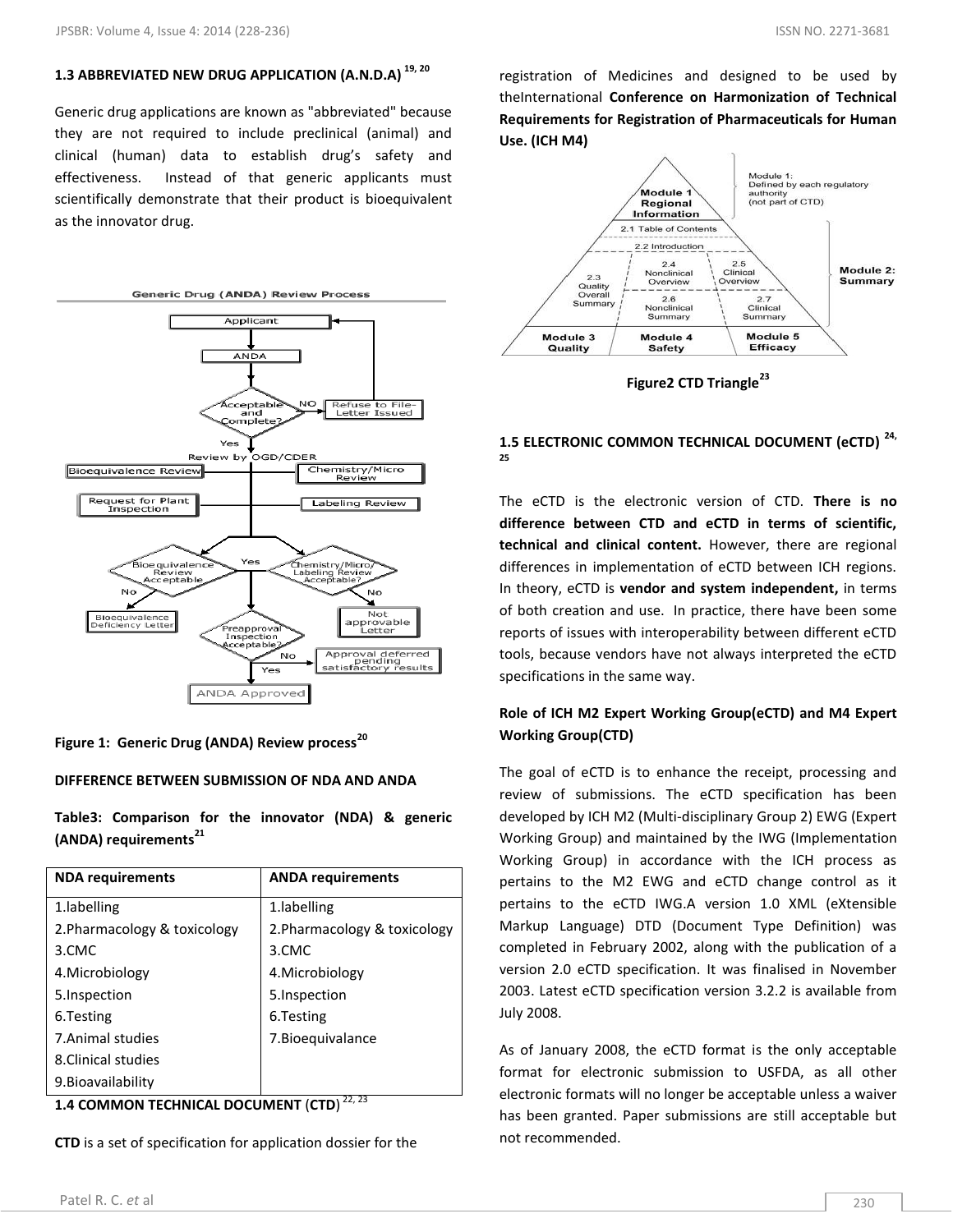## 1.3 ABBREVIATED NEW DRUG APPLICATION (A.N.D.A) [19, 20]

Generic drug applications are known as "abbreviated" because they are not required to include preclinical (animal) and clinical (human) data to establish drug's safety and effectiveness. Instead of that generic applicants must scientifically demonstrate that their product is bioequivalent as the innovator drug.

**Figure 1: Generic Drug (ANDA) Review process**[20]

**DIFFERENCE BETWEEN SUBMISSION OF NDA AND ANDA**

**Table3: Comparison for the innovator (NDA) & generic (ANDA) requirements**[21]

| NDA requirements | ANDA requirements |
|---|---|
| 1.labelling | 1.labelling |
| 2.Pharmacology & toxicology | 2.Pharmacology & toxicology |
| 3.CMC | 3.CMC |
| 4.Microbiology | 4.Microbiology |
| 5.Inspection | 5.Inspection |
| 6.Testing | 6.Testing |
| 7.Animal studies | 7.Bioequivalance |
| 8.Clinical studies | |
| 9.Bioavailability | |

## 1.4 COMMON TECHNICAL DOCUMENT (CTD) [22, 23]

**CTD** is a set of specification for application dossier for the registration of Medicines and designed to be used by theInternational **Conference on Harmonization of Technical Requirements for Registration of Pharmaceuticals for Human Use. (ICH M4)**

**Figure2 CTD Triangle**[23]

## 1.5 ELECTRONIC COMMON TECHNICAL DOCUMENT (eCTD) [24, 25]

The eCTD is the electronic version of CTD. **There is no difference between CTD and eCTD in terms of scientific, technical and clinical content.** However, there are regional differences in implementation of eCTD between ICH regions. In theory, eCTD is **vendor and system independent,** in terms of both creation and use. In practice, there have been some reports of issues with interoperability between different eCTD tools, because vendors have not always interpreted the eCTD specifications in the same way.

**Role of ICH M2 Expert Working Group(eCTD) and M4 Expert Working Group(CTD)**

The goal of eCTD is to enhance the receipt, processing and review of submissions. The eCTD specification has been developed by ICH M2 (Multi-disciplinary Group 2) EWG (Expert Working Group) and maintained by the IWG (Implementation Working Group) in accordance with the ICH process as pertains to the M2 EWG and eCTD change control as it pertains to the eCTD IWG.A version 1.0 XML (eXtensible Markup Language) DTD (Document Type Definition) was completed in February 2002, along with the publication of a version 2.0 eCTD specification. It was finalised in November 2003. Latest eCTD specification version 3.2.2 is available from July 2008.

As of January 2008, the eCTD format is the only acceptable format for electronic submission to USFDA, as all other electronic formats will no longer be acceptable unless a waiver has been granted. Paper submissions are still acceptable but not recommended.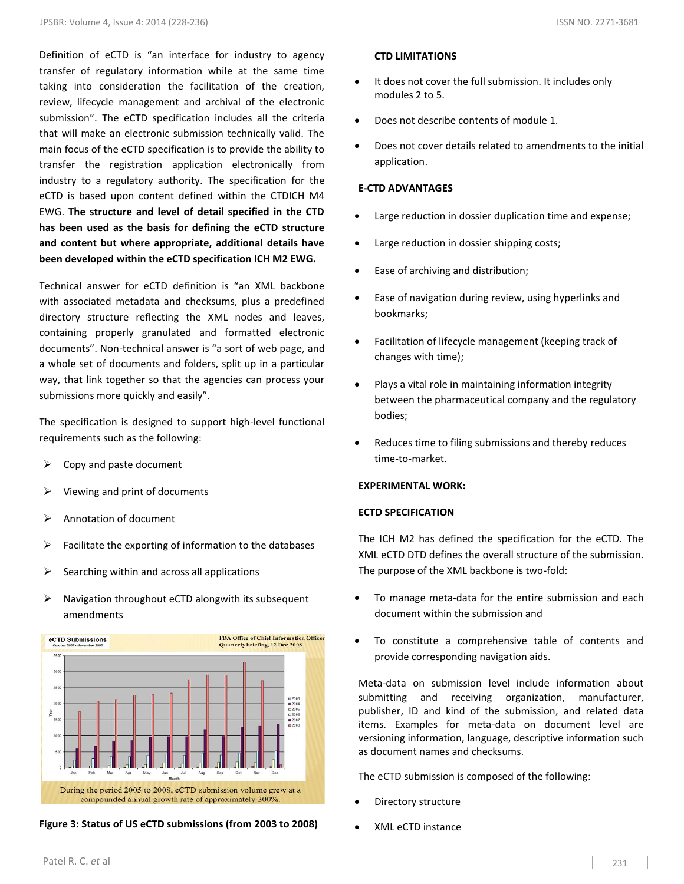Definition of eCTD is "an interface for industry to agency transfer of regulatory information while at the same time taking into consideration the facilitation of the creation, review, lifecycle management and archival of the electronic submission". The eCTD specification includes all the criteria that will make an electronic submission technically valid. The main focus of the eCTD specification is to provide the ability to transfer the registration application electronically from industry to a regulatory authority. The specification for the eCTD is based upon content defined within the CTDICH M4 EWG. **The structure and level of detail specified in the CTD has been used as the basis for defining the eCTD structure and content but where appropriate, additional details have been developed within the eCTD specification ICH M2 EWG.**

Technical answer for eCTD definition is "an XML backbone with associated metadata and checksums, plus a predefined directory structure reflecting the XML nodes and leaves, containing properly granulated and formatted electronic documents". Non-technical answer is "a sort of web page, and a whole set of documents and folders, split up in a particular way, that link together so that the agencies can process your submissions more quickly and easily".

The specification is designed to support high-level functional requirements such as the following:

- Copy and paste document
- Viewing and print of documents
- Annotation of document
- Facilitate the exporting of information to the databases
- Searching within and across all applications
- Navigation throughout eCTD alongwith its subsequent amendments

**Figure 3: Status of US eCTD submissions (from 2003 to 2008)**

**CTD LIMITATIONS**

- It does not cover the full submission. It includes only modules 2 to 5.
- Does not describe contents of module 1.
- Does not cover details related to amendments to the initial application.

**E-CTD ADVANTAGES**

- Large reduction in dossier duplication time and expense;
- Large reduction in dossier shipping costs;
- Ease of archiving and distribution;
- Ease of navigation during review, using hyperlinks and bookmarks;
- Facilitation of lifecycle management (keeping track of changes with time);
- Plays a vital role in maintaining information integrity between the pharmaceutical company and the regulatory bodies;
- Reduces time to filing submissions and thereby reduces time-to-market.

**EXPERIMENTAL WORK:**

**ECTD SPECIFICATION**

The ICH M2 has defined the specification for the eCTD. The XML eCTD DTD defines the overall structure of the submission. The purpose of the XML backbone is two-fold:

- To manage meta-data for the entire submission and each document within the submission and
- To constitute a comprehensive table of contents and provide corresponding navigation aids.

Meta-data on submission level include information about submitting and receiving organization, manufacturer, publisher, ID and kind of the submission, and related data items. Examples for meta-data on document level are versioning information, language, descriptive information such as document names and checksums.

The eCTD submission is composed of the following:

- Directory structure
- XML eCTD instance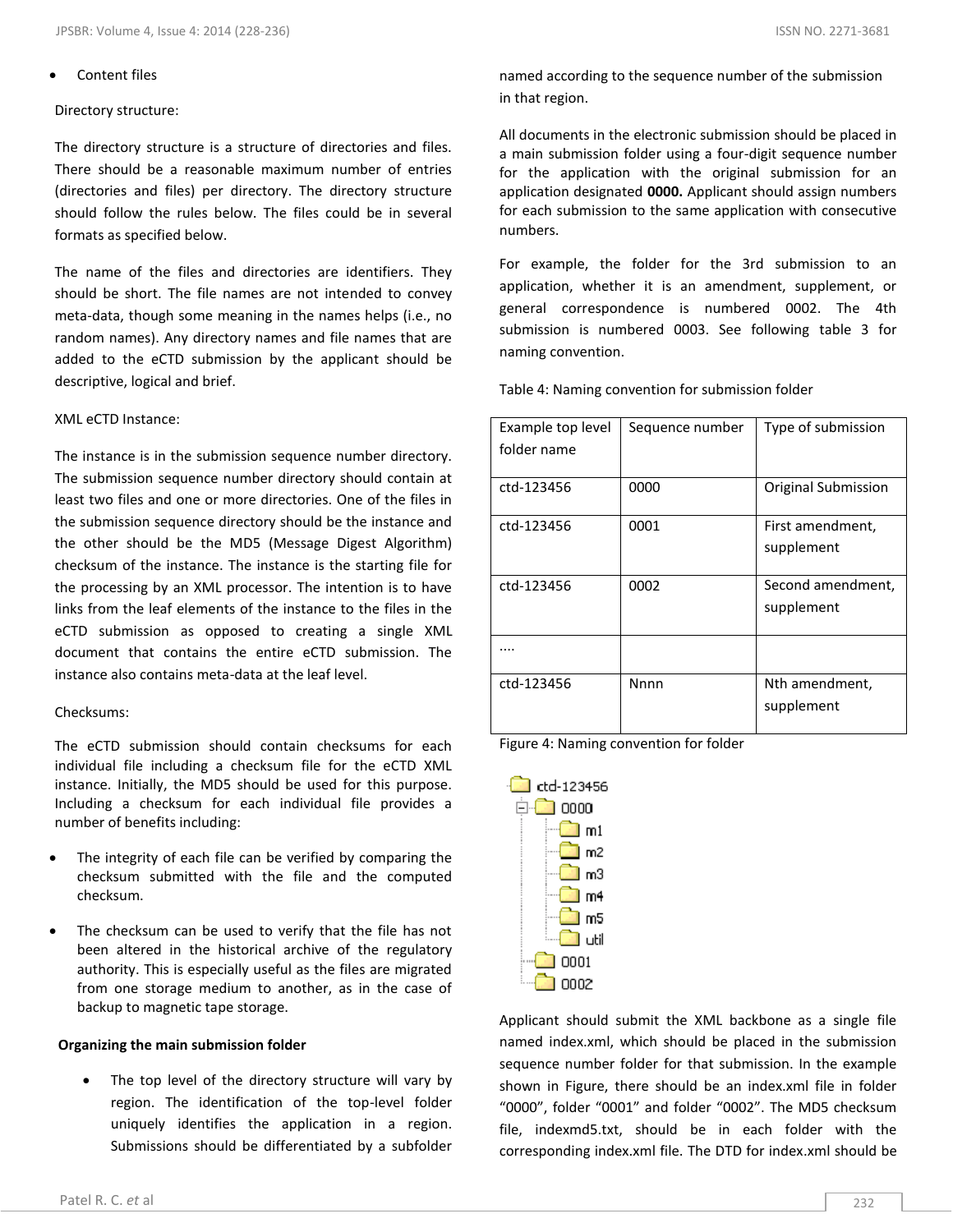- Content files

Directory structure:

The directory structure is a structure of directories and files. There should be a reasonable maximum number of entries (directories and files) per directory. The directory structure should follow the rules below. The files could be in several formats as specified below.

The name of the files and directories are identifiers. They should be short. The file names are not intended to convey meta-data, though some meaning in the names helps (i.e., no random names). Any directory names and file names that are added to the eCTD submission by the applicant should be descriptive, logical and brief.

XML eCTD Instance:

The instance is in the submission sequence number directory. The submission sequence number directory should contain at least two files and one or more directories. One of the files in the submission sequence directory should be the instance and the other should be the MD5 (Message Digest Algorithm) checksum of the instance. The instance is the starting file for the processing by an XML processor. The intention is to have links from the leaf elements of the instance to the files in the eCTD submission as opposed to creating a single XML document that contains the entire eCTD submission. The instance also contains meta-data at the leaf level.

Checksums:

The eCTD submission should contain checksums for each individual file including a checksum file for the eCTD XML instance. Initially, the MD5 should be used for this purpose. Including a checksum for each individual file provides a number of benefits including:

- The integrity of each file can be verified by comparing the checksum submitted with the file and the computed checksum.
- The checksum can be used to verify that the file has not been altered in the historical archive of the regulatory authority. This is especially useful as the files are migrated from one storage medium to another, as in the case of backup to magnetic tape storage.

**Organizing the main submission folder**

- The top level of the directory structure will vary by region. The identification of the top-level folder uniquely identifies the application in a region. Submissions should be differentiated by a subfolder named according to the sequence number of the submission in that region.

All documents in the electronic submission should be placed in a main submission folder using a four-digit sequence number for the application with the original submission for an application designated **0000.** Applicant should assign numbers for each submission to the same application with consecutive numbers.

For example, the folder for the 3rd submission to an application, whether it is an amendment, supplement, or general correspondence is numbered 0002. The 4th submission is numbered 0003. See following table 3 for naming convention.

Table 4: Naming convention for submission folder

| Example top level folder name | Sequence number | Type of submission |
|---|---|---|
| ctd-123456 | 0000 | Original Submission |
| ctd-123456 | 0001 | First amendment, supplement |
| ctd-123456 | 0002 | Second amendment, supplement |
| .... | | |
| ctd-123456 | Nnnn | Nth amendment, supplement |

Figure 4: Naming convention for folder

```
ctd-123456
├── 0000
│   ├── m1
│   ├── m2
│   ├── m3
│   ├── m4
│   ├── m5
│   └── util
├── 0001
└── 0002
```

Applicant should submit the XML backbone as a single file named index.xml, which should be placed in the submission sequence number folder for that submission. In the example shown in Figure, there should be an index.xml file in folder "0000", folder "0001" and folder "0002". The MD5 checksum file, indexmd5.txt, should be in each folder with the corresponding index.xml file. The DTD for index.xml should be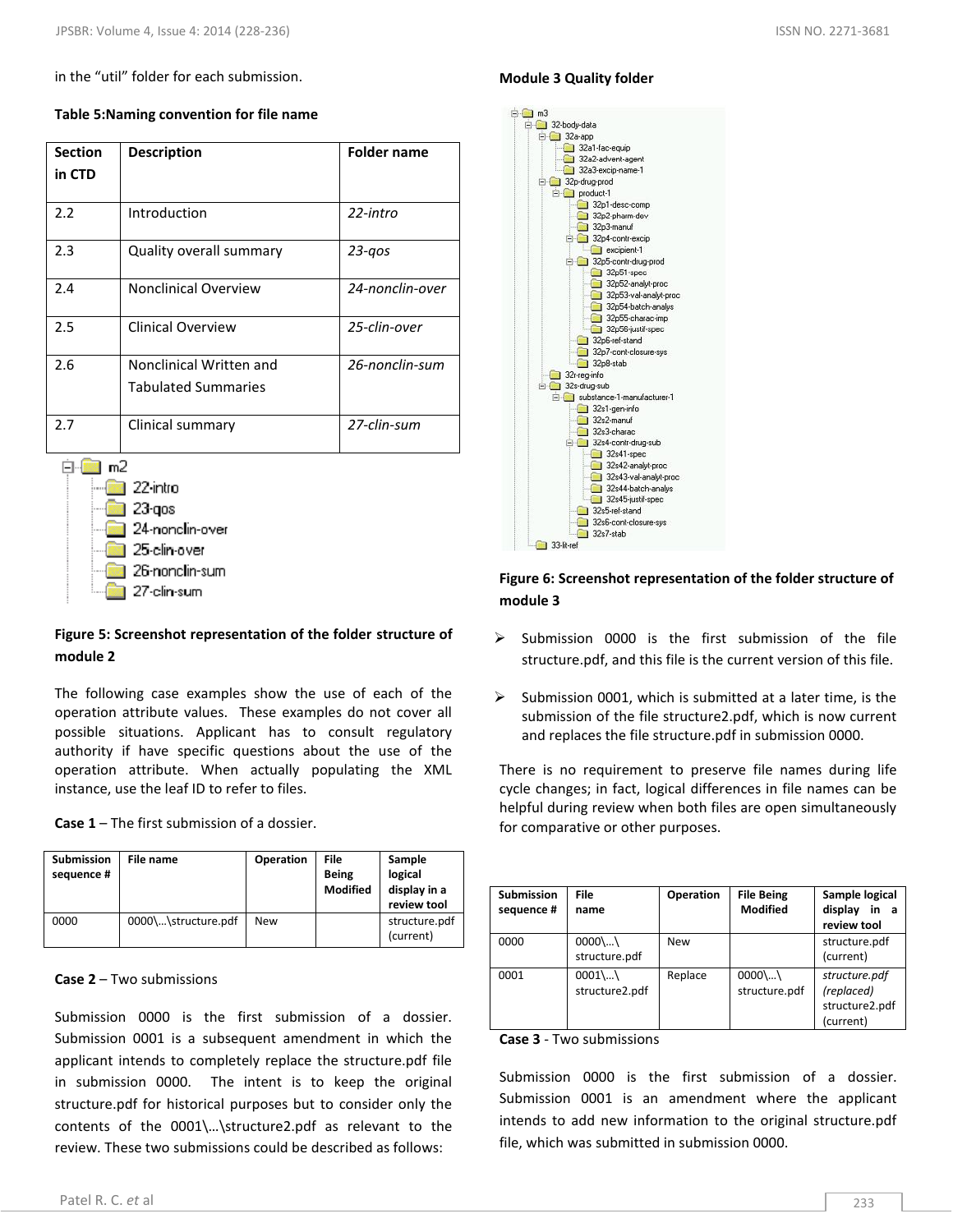in the "util" folder for each submission.

**Table 5:Naming convention for file name**

| Section in CTD | Description | Folder name |
|---|---|---|
| 2.2 | Introduction | *22-intro* |
| 2.3 | Quality overall summary | *23-qos* |
| 2.4 | Nonclinical Overview | *24-nonclin-over* |
| 2.5 | Clinical Overview | *25-clin-over* |
| 2.6 | Nonclinical Written and Tabulated Summaries | *26-nonclin-sum* |
| 2.7 | Clinical summary | *27-clin-sum* |

```
m2
├── 22-intro
├── 23-qos
├── 24-nonclin-over
├── 25-clin-over
├── 26-nonclin-sum
└── 27-clin-sum
```

**Figure 5: Screenshot representation of the folder structure of module 2**

The following case examples show the use of each of the operation attribute values. These examples do not cover all possible situations. Applicant has to consult regulatory authority if have specific questions about the use of the operation attribute. When actually populating the XML instance, use the leaf ID to refer to files.

**Case 1** – The first submission of a dossier.

| Submission sequence # | File name | Operation | File Being Modified | Sample logical display in a review tool |
|---|---|---|---|---|
| 0000 | 0000\…\structure.pdf | New | | structure.pdf (current) |

**Case 2** – Two submissions

Submission 0000 is the first submission of a dossier. Submission 0001 is a subsequent amendment in which the applicant intends to completely replace the structure.pdf file in submission 0000. The intent is to keep the original structure.pdf for historical purposes but to consider only the contents of the 0001\…\structure2.pdf as relevant to the review. These two submissions could be described as follows:

**Module 3 Quality folder**

```
m3
├── 32-body-data
│   ├── 32a-app
│   │   ├── 32a1-fac-equip
│   │   ├── 32a2-advent-agent
│   │   └── 32a3-excip-name-1
│   ├── 32p-drug-prod
│   │   └── product-1
│   │       ├── 32p1-desc-comp
│   │       ├── 32p2-pharm-dev
│   │       ├── 32p3-manuf
│   │       ├── 32p4-contr-excip
│   │       │   └── excipient-1
│   │       ├── 32p5-contr-drug-prod
│   │       │   ├── 32p51-spec
│   │       │   ├── 32p52-analyt-proc
│   │       │   ├── 32p53-val-analyt-proc
│   │       │   ├── 32p54-batch-analys
│   │       │   ├── 32p55-charac-imp
│   │       │   └── 32p56-justif-spec
│   │       ├── 32p6-ref-stand
│   │       ├── 32p7-cont-closure-sys
│   │       └── 32p8-stab
│   ├── 32r-reg-info
│   └── 32s-drug-sub
│       └── substance-1-manufacturer-1
│           ├── 32s1-gen-info
│           ├── 32s2-manuf
│           ├── 32s3-charac
│           ├── 32s4-contr-drug-sub
│           │   ├── 32s41-spec
│           │   ├── 32s42-analyt-proc
│           │   ├── 32s43-val-analyt-proc
│           │   ├── 32s44-batch-analys
│           │   └── 32s45-justif-spec
│           ├── 32s5-ref-stand
│           ├── 32s6-cont-closure-sys
│           └── 32s7-stab
└── 33-lit-ref
```

**Figure 6: Screenshot representation of the folder structure of module 3**

- Submission 0000 is the first submission of the file structure.pdf, and this file is the current version of this file.
- Submission 0001, which is submitted at a later time, is the submission of the file structure2.pdf, which is now current and replaces the file structure.pdf in submission 0000.

There is no requirement to preserve file names during life cycle changes; in fact, logical differences in file names can be helpful during review when both files are open simultaneously for comparative or other purposes.

| Submission sequence # | File name | Operation | File Being Modified | Sample logical display in a review tool |
|---|---|---|---|---|
| 0000 | 0000\…\ structure.pdf | New | | structure.pdf (current) |
| 0001 | 0001\…\ structure2.pdf | Replace | 0000\…\ structure.pdf | *structure.pdf (replaced)* structure2.pdf (current) |

**Case 3** - Two submissions

Submission 0000 is the first submission of a dossier. Submission 0001 is an amendment where the applicant intends to add new information to the original structure.pdf file, which was submitted in submission 0000.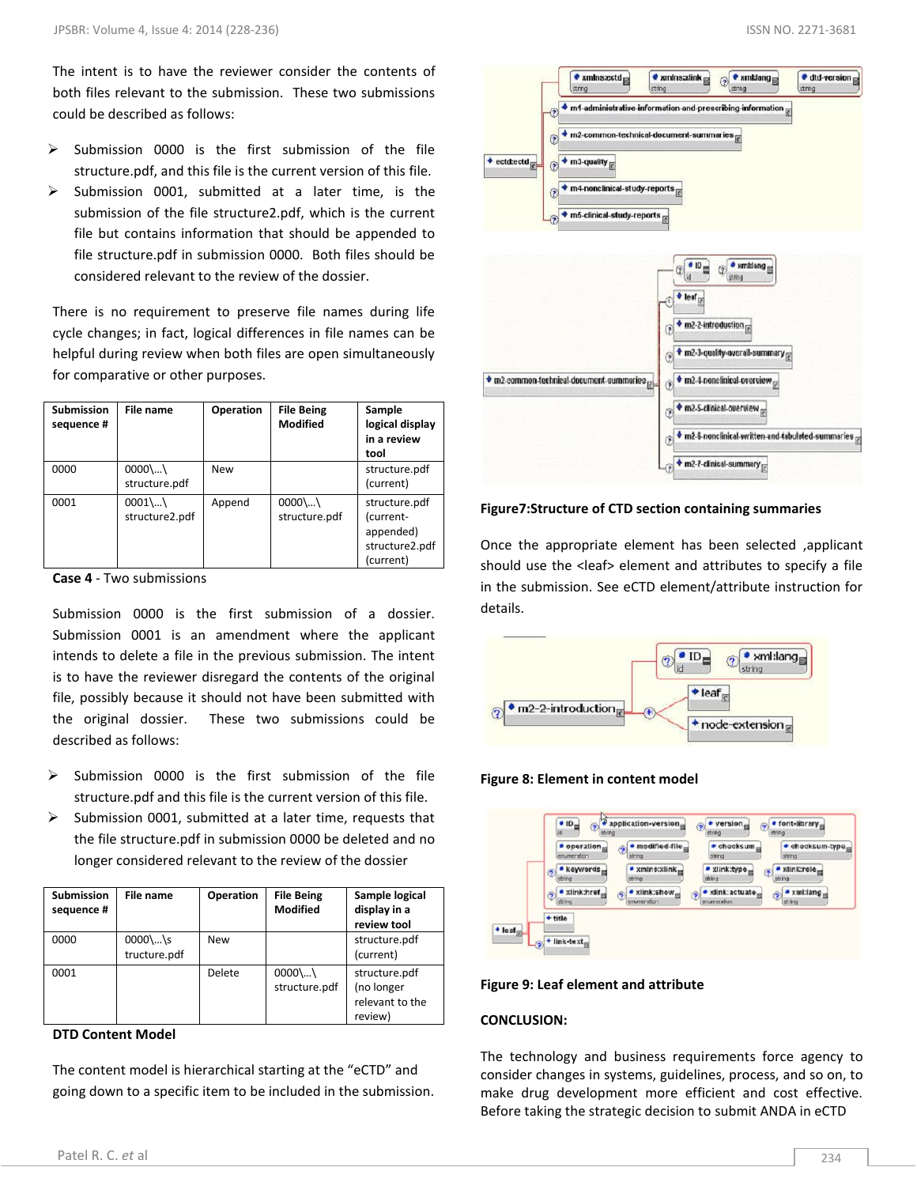The intent is to have the reviewer consider the contents of both files relevant to the submission. These two submissions could be described as follows:

- Submission 0000 is the first submission of the file structure.pdf, and this file is the current version of this file.
- Submission 0001, submitted at a later time, is the submission of the file structure2.pdf, which is the current file but contains information that should be appended to file structure.pdf in submission 0000. Both files should be considered relevant to the review of the dossier.

There is no requirement to preserve file names during life cycle changes; in fact, logical differences in file names can be helpful during review when both files are open simultaneously for comparative or other purposes.

| Submission sequence # | File name | Operation | File Being Modified | Sample logical display in a review tool |
|---|---|---|---|---|
| 0000 | 0000\...\ structure.pdf | New | | structure.pdf (current) |
| 0001 | 0001\...\ structure2.pdf | Append | 0000\...\ structure.pdf | structure.pdf (current-appended) structure2.pdf (current) |

**Case 4** - Two submissions

Submission 0000 is the first submission of a dossier. Submission 0001 is an amendment where the applicant intends to delete a file in the previous submission. The intent is to have the reviewer disregard the contents of the original file, possibly because it should not have been submitted with the original dossier. These two submissions could be described as follows:

- Submission 0000 is the first submission of the file structure.pdf and this file is the current version of this file.
- Submission 0001, submitted at a later time, requests that the file structure.pdf in submission 0000 be deleted and no longer considered relevant to the review of the dossier

| Submission sequence # | File name | Operation | File Being Modified | Sample logical display in a review tool |
|---|---|---|---|---|
| 0000 | 0000\...\s tructure.pdf | New | | structure.pdf (current) |
| 0001 | | Delete | 0000\...\ structure.pdf | structure.pdf (no longer relevant to the review) |

**DTD Content Model**

The content model is hierarchical starting at the "eCTD" and going down to a specific item to be included in the submission.

**Figure7:Structure of CTD section containing summaries**

Once the appropriate element has been selected ,applicant should use the <leaf> element and attributes to specify a file in the submission. See eCTD element/attribute instruction for details.

**Figure 8: Element in content model**

**Figure 9: Leaf element and attribute**

**CONCLUSION:**

The technology and business requirements force agency to consider changes in systems, guidelines, process, and so on, to make drug development more efficient and cost effective. Before taking the strategic decision to submit ANDA in eCTD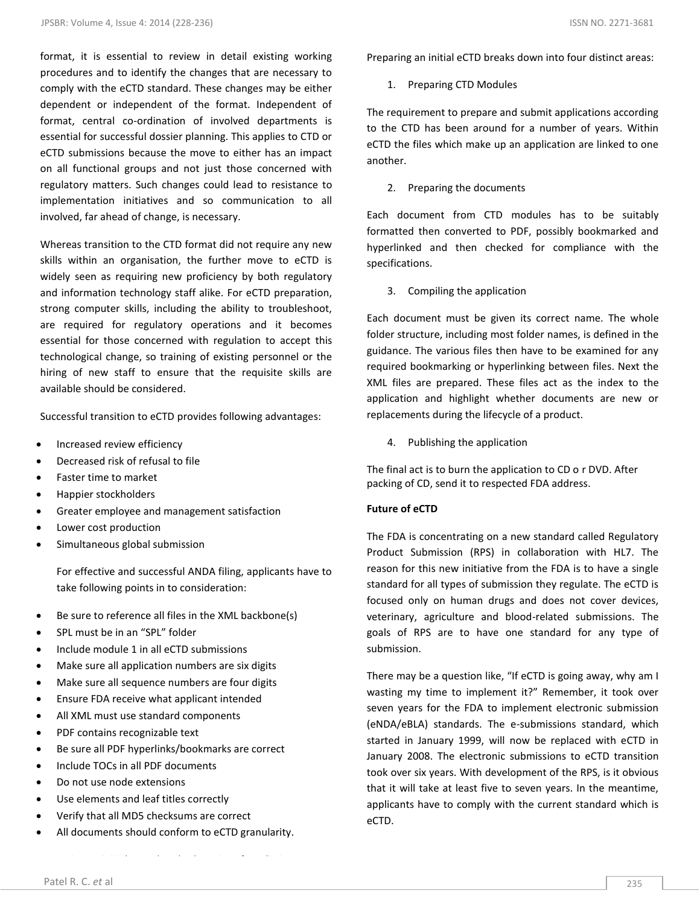format, it is essential to review in detail existing working procedures and to identify the changes that are necessary to comply with the eCTD standard. These changes may be either dependent or independent of the format. Independent of format, central co-ordination of involved departments is essential for successful dossier planning. This applies to CTD or eCTD submissions because the move to either has an impact on all functional groups and not just those concerned with regulatory matters. Such changes could lead to resistance to implementation initiatives and so communication to all involved, far ahead of change, is necessary.

Whereas transition to the CTD format did not require any new skills within an organisation, the further move to eCTD is widely seen as requiring new proficiency by both regulatory and information technology staff alike. For eCTD preparation, strong computer skills, including the ability to troubleshoot, are required for regulatory operations and it becomes essential for those concerned with regulation to accept this technological change, so training of existing personnel or the hiring of new staff to ensure that the requisite skills are available should be considered.

Successful transition to eCTD provides following advantages:

- Increased review efficiency
- Decreased risk of refusal to file
- Faster time to market
- Happier stockholders
- Greater employee and management satisfaction
- Lower cost production
- Simultaneous global submission

For effective and successful ANDA filing, applicants have to take following points in to consideration:

- Be sure to reference all files in the XML backbone(s)
- SPL must be in an "SPL" folder
- Include module 1 in all eCTD submissions
- Make sure all application numbers are six digits
- Make sure all sequence numbers are four digits
- Ensure FDA receive what applicant intended
- All XML must use standard components
- PDF contains recognizable text
- Be sure all PDF hyperlinks/bookmarks are correct
- Include TOCs in all PDF documents
- Do not use node extensions
- Use elements and leaf titles correctly
- Verify that all MD5 checksums are correct
- All documents should conform to eCTD granularity.

Preparing an initial eCTD breaks down into four distinct areas:

1. Preparing CTD Modules

The requirement to prepare and submit applications according to the CTD has been around for a number of years. Within eCTD the files which make up an application are linked to one another.

2. Preparing the documents

Each document from CTD modules has to be suitably formatted then converted to PDF, possibly bookmarked and hyperlinked and then checked for compliance with the specifications.

3. Compiling the application

Each document must be given its correct name. The whole folder structure, including most folder names, is defined in the guidance. The various files then have to be examined for any required bookmarking or hyperlinking between files. Next the XML files are prepared. These files act as the index to the application and highlight whether documents are new or replacements during the lifecycle of a product.

4. Publishing the application

The final act is to burn the application to CD o r DVD. After packing of CD, send it to respected FDA address.

**Future of eCTD**

The FDA is concentrating on a new standard called Regulatory Product Submission (RPS) in collaboration with HL7. The reason for this new initiative from the FDA is to have a single standard for all types of submission they regulate. The eCTD is focused only on human drugs and does not cover devices, veterinary, agriculture and blood-related submissions. The goals of RPS are to have one standard for any type of submission.

There may be a question like, "If eCTD is going away, why am I wasting my time to implement it?" Remember, it took over seven years for the FDA to implement electronic submission (eNDA/eBLA) standards. The e-submissions standard, which started in January 1999, will now be replaced with eCTD in January 2008. The electronic submissions to eCTD transition took over six years. With development of the RPS, is it obvious that it will take at least five to seven years. In the meantime, applicants have to comply with the current standard which is eCTD.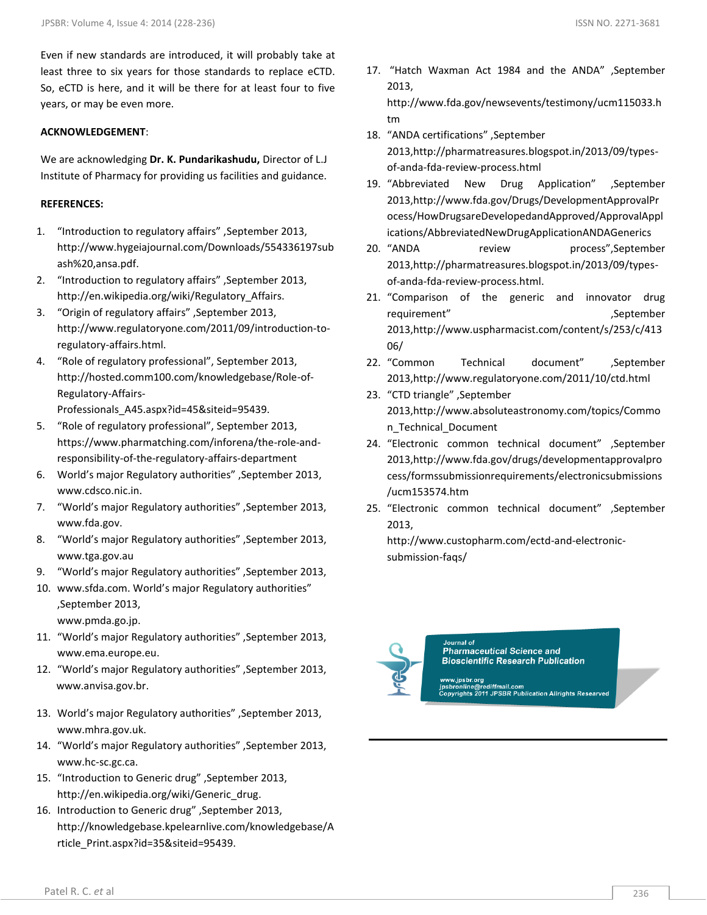Even if new standards are introduced, it will probably take at least three to six years for those standards to replace eCTD. So, eCTD is here, and it will be there for at least four to five years, or may be even more.

**ACKNOWLEDGEMENT**:

We are acknowledging **Dr. K. Pundarikashudu,** Director of L.J Institute of Pharmacy for providing us facilities and guidance.

**REFERENCES:**

1. "Introduction to regulatory affairs" ,September 2013, http://www.hygeiajournal.com/Downloads/554336197subash%20,ansa.pdf.
2. "Introduction to regulatory affairs" ,September 2013, http://en.wikipedia.org/wiki/Regulatory_Affairs.
3. "Origin of regulatory affairs" ,September 2013, http://www.regulatoryone.com/2011/09/introduction-to-regulatory-affairs.html.
4. "Role of regulatory professional", September 2013, http://hosted.comm100.com/knowledgebase/Role-of-Regulatory-Affairs-Professionals_A45.aspx?id=45&siteid=95439.
5. "Role of regulatory professional", September 2013, https://www.pharmatching.com/inforena/the-role-and-responsibility-of-the-regulatory-affairs-department
6. World's major Regulatory authorities" ,September 2013, www.cdsco.nic.in.
7. "World's major Regulatory authorities" ,September 2013, www.fda.gov.
8. "World's major Regulatory authorities" ,September 2013, www.tga.gov.au
9. "World's major Regulatory authorities" ,September 2013,
10. www.sfda.com. World's major Regulatory authorities" ,September 2013, www.pmda.go.jp.
11. "World's major Regulatory authorities" ,September 2013, www.ema.europe.eu.
12. "World's major Regulatory authorities" ,September 2013, www.anvisa.gov.br.
13. World's major Regulatory authorities" ,September 2013, www.mhra.gov.uk.
14. "World's major Regulatory authorities" ,September 2013, www.hc-sc.gc.ca.
15. "Introduction to Generic drug" ,September 2013, http://en.wikipedia.org/wiki/Generic_drug.
16. Introduction to Generic drug" ,September 2013, http://knowledgebase.kpelearnlive.com/knowledgebase/Article_Print.aspx?id=35&siteid=95439.
17. "Hatch Waxman Act 1984 and the ANDA" ,September 2013, http://www.fda.gov/newsevents/testimony/ucm115033.htm
18. "ANDA certifications" ,September 2013,http://pharmatreasures.blogspot.in/2013/09/types-of-anda-fda-review-process.html
19. "Abbreviated New Drug Application" ,September 2013,http://www.fda.gov/Drugs/DevelopmentApprovalProcess/HowDrugsareDevelopedandApproved/ApprovalApplications/AbbreviatedNewDrugApplicationANDAGenerics
20. "ANDA review process",September 2013,http://pharmatreasures.blogspot.in/2013/09/types-of-anda-fda-review-process.html.
21. "Comparison of the generic and innovator drug requirement" ,September 2013,http://www.uspharmacist.com/content/s/253/c/41306/
22. "Common Technical document" ,September 2013,http://www.regulatoryone.com/2011/10/ctd.html
23. "CTD triangle" ,September 2013,http://www.absoluteastronomy.com/topics/Common_Technical_Document
24. "Electronic common technical document" ,September 2013,http://www.fda.gov/drugs/developmentapprovalprocess/formssubmissionrequirements/electronicsubmissions/ucm153574.htm
25. "Electronic common technical document" ,September 2013, http://www.custopharm.com/ectd-and-electronic-submission-faqs/

Journal of
Pharmaceutical Science and
Bioscientific Research Publication
www.jpsbr.org
jpsbronline@rediffmail.com
Copyrights 2011 JPSBR Publication Allrights Researved